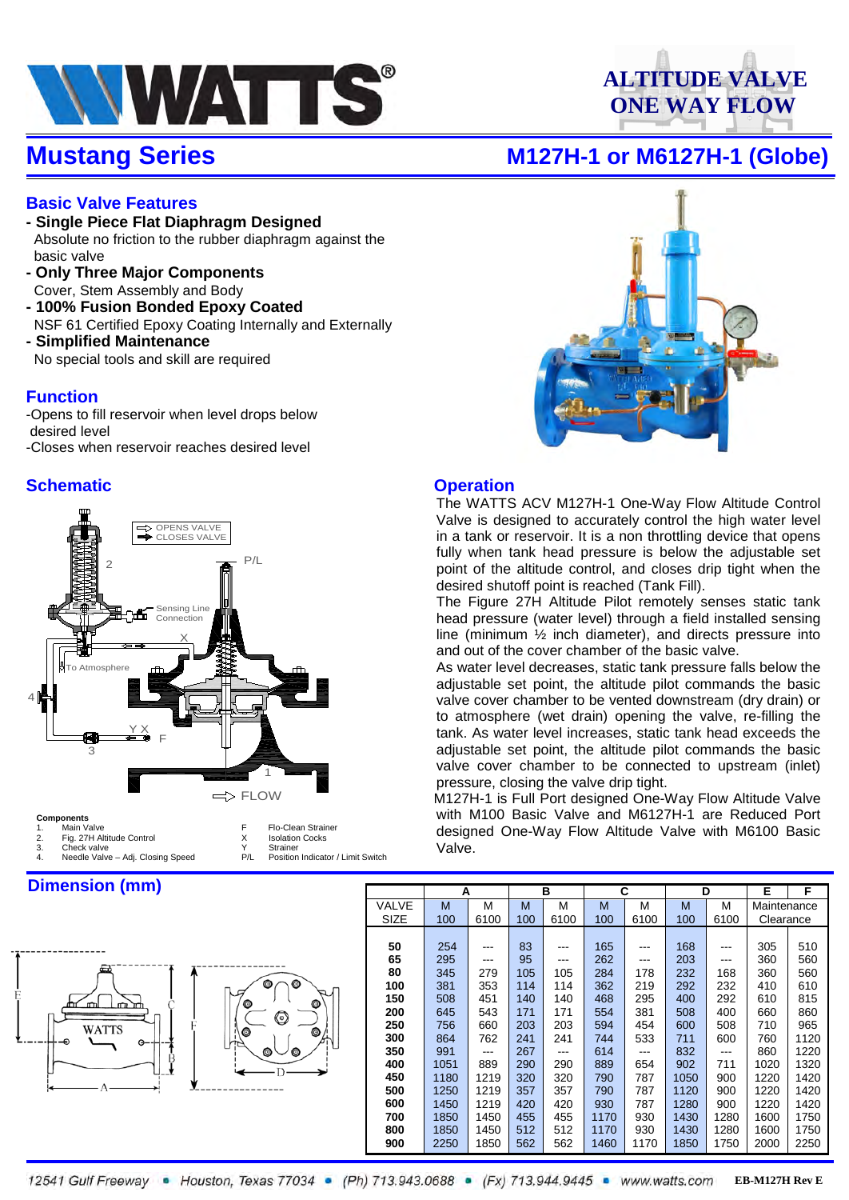# ALTITUDE VALVE ONE WAY FLOW

## Mustang Series

## M127H-1 or M6127H-1 (Globe)

### Basic Valve Features

- **Single Piece Flat Diaphragm Designed**
  Absolute no friction to the rubber diaphragm against the basic valve
- **Only Three Major Components**
  Cover, Stem Assembly and Body
- **100% Fusion Bonded Epoxy Coated**
  NSF 61 Certified Epoxy Coating Internally and Externally
- **Simplified Maintenance**
  No special tools and skill are required

### Function

-Opens to fill reservoir when level drops below desired level
-Closes when reservoir reaches desired level

### Schematic

OPENS VALVE
CLOSES VALVE

P/L

Sensing Line Connection

To Atmosphere

FLOW

**Components**

1. Main Valve
2. Fig. 27H Altitude Control
3. Check valve
4. Needle Valve – Adj. Closing Speed

F Flo-Clean Strainer
X Isolation Cocks
Y Strainer
P/L Position Indicator / Limit Switch

### Operation

The WATTS ACV M127H-1 One-Way Flow Altitude Control Valve is designed to accurately control the high water level in a tank or reservoir. It is a non throttling device that opens fully when tank head pressure is below the adjustable set point of the altitude control, and closes drip tight when the desired shutoff point is reached (Tank Fill).

The Figure 27H Altitude Pilot remotely senses static tank head pressure (water level) through a field installed sensing line (minimum ½ inch diameter), and directs pressure into and out of the cover chamber of the basic valve.

As water level decreases, static tank pressure falls below the adjustable set point, the altitude pilot commands the basic valve cover chamber to be vented downstream (dry drain) or to atmosphere (wet drain) opening the valve, re-filling the tank. As water level increases, static tank head exceeds the adjustable set point, the altitude pilot commands the basic valve cover chamber to be connected to upstream (inlet) pressure, closing the valve drip tight.

M127H-1 is Full Port designed One-Way Flow Altitude Valve with M100 Basic Valve and M6127H-1 are Reduced Port designed One-Way Flow Altitude Valve with M6100 Basic Valve.

### Dimension (mm)

| VALVE SIZE | A | | B | | C | | D | | E | F |
|---|---|---|---|---|---|---|---|---|---|---|
| | M 100 | M 6100 | M 100 | M 6100 | M 100 | M 6100 | M 100 | M 6100 | Maintenance Clearance | |
| 50 | 254 | --- | 83 | --- | 165 | --- | 168 | --- | 305 | 510 |
| 65 | 295 | --- | 95 | --- | 262 | --- | 203 | --- | 360 | 560 |
| 80 | 345 | 279 | 105 | 105 | 284 | 178 | 232 | 168 | 360 | 560 |
| 100 | 381 | 353 | 114 | 114 | 362 | 219 | 292 | 232 | 410 | 610 |
| 150 | 508 | 451 | 140 | 140 | 468 | 295 | 400 | 292 | 610 | 815 |
| 200 | 645 | 543 | 171 | 171 | 554 | 381 | 508 | 400 | 660 | 860 |
| 250 | 756 | 660 | 203 | 203 | 594 | 454 | 600 | 508 | 710 | 965 |
| 300 | 864 | 762 | 241 | 241 | 744 | 533 | 711 | 600 | 760 | 1120 |
| 350 | 991 | --- | 267 | --- | 614 | --- | 832 | --- | 860 | 1220 |
| 400 | 1051 | 889 | 290 | 290 | 889 | 654 | 902 | 711 | 1020 | 1320 |
| 450 | 1180 | 1219 | 320 | 320 | 790 | 787 | 1050 | 900 | 1220 | 1420 |
| 500 | 1250 | 1219 | 357 | 357 | 790 | 787 | 1120 | 900 | 1220 | 1420 |
| 600 | 1450 | 1219 | 420 | 420 | 930 | 787 | 1280 | 900 | 1220 | 1420 |
| 700 | 1850 | 1450 | 455 | 455 | 1170 | 930 | 1430 | 1280 | 1600 | 1750 |
| 800 | 1850 | 1450 | 512 | 512 | 1170 | 930 | 1430 | 1280 | 1600 | 1750 |
| 900 | 2250 | 1850 | 562 | 562 | 1460 | 1170 | 1850 | 1750 | 2000 | 2250 |

12541 Gulf Freeway • Houston, Texas 77034 • (Ph) 713.943.0688 • (Fx) 713.944.9445 • www.watts.com EB-M127H Rev E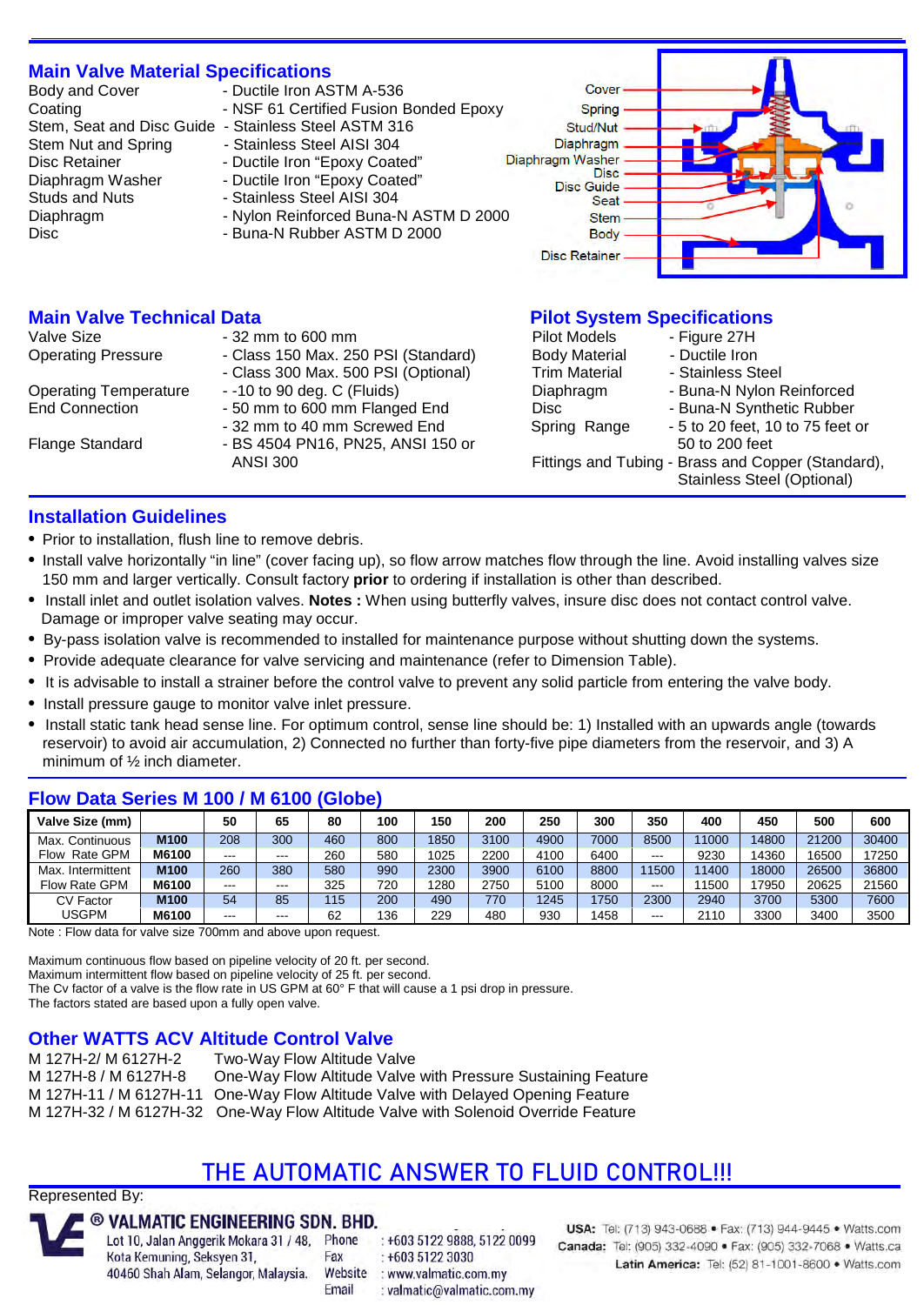## Main Valve Material Specifications

| | |
|---|---|
| Body and Cover | - Ductile Iron ASTM A-536 |
| Coating | - NSF 61 Certified Fusion Bonded Epoxy |
| Stem, Seat and Disc Guide | - Stainless Steel ASTM 316 |
| Stem Nut and Spring | - Stainless Steel AISI 304 |
| Disc Retainer | - Ductile Iron "Epoxy Coated" |
| Diaphragm Washer | - Ductile Iron "Epoxy Coated" |
| Studs and Nuts | - Stainless Steel AISI 304 |
| Diaphragm | - Nylon Reinforced Buna-N ASTM D 2000 |
| Disc | - Buna-N Rubber ASTM D 2000 |

Cover
Spring
Stud/Nut
Diaphragm
Diaphragm Washer
Disc
Disc Guide
Seat
Stem
Body
Disc Retainer

## Main Valve Technical Data

| | |
|---|---|
| Valve Size | - 32 mm to 600 mm |
| Operating Pressure | - Class 150 Max. 250 PSI (Standard) |
| | - Class 300 Max. 500 PSI (Optional) |
| Operating Temperature | - -10 to 90 deg. C (Fluids) |
| End Connection | - 50 mm to 600 mm Flanged End |
| | - 32 mm to 40 mm Screwed End |
| Flange Standard | - BS 4504 PN16, PN25, ANSI 150 or ANSI 300 |

## Pilot System Specifications

| | |
|---|---|
| Pilot Models | - Figure 27H |
| Body Material | - Ductile Iron |
| Trim Material | - Stainless Steel |
| Diaphragm | - Buna-N Nylon Reinforced |
| Disc | - Buna-N Synthetic Rubber |
| Spring Range | - 5 to 20 feet, 10 to 75 feet or 50 to 200 feet |
| Fittings and Tubing | - Brass and Copper (Standard), Stainless Steel (Optional) |

## Installation Guidelines

- Prior to installation, flush line to remove debris.
- Install valve horizontally "in line" (cover facing up), so flow arrow matches flow through the line. Avoid installing valves size 150 mm and larger vertically. Consult factory **prior** to ordering if installation is other than described.
- Install inlet and outlet isolation valves. **Notes :** When using butterfly valves, insure disc does not contact control valve. Damage or improper valve seating may occur.
- By-pass isolation valve is recommended to installed for maintenance purpose without shutting down the systems.
- Provide adequate clearance for valve servicing and maintenance (refer to Dimension Table).
- It is advisable to install a strainer before the control valve to prevent any solid particle from entering the valve body.
- Install pressure gauge to monitor valve inlet pressure.
- Install static tank head sense line. For optimum control, sense line should be: 1) Installed with an upwards angle (towards reservoir) to avoid air accumulation, 2) Connected no further than forty-five pipe diameters from the reservoir, and 3) A minimum of ½ inch diameter.

## Flow Data Series M 100 / M 6100 (Globe)

| Valve Size (mm) | | 50 | 65 | 80 | 100 | 150 | 200 | 250 | 300 | 350 | 400 | 450 | 500 | 600 |
|---|---|---|---|---|---|---|---|---|---|---|---|---|---|---|
| Max. Continuous Flow Rate GPM | M100 | 208 | 300 | 460 | 800 | 1850 | 3100 | 4900 | 7000 | 8500 | 11000 | 14800 | 21200 | 30400 |
| | M6100 | --- | --- | 260 | 580 | 1025 | 2200 | 4100 | 6400 | --- | 9230 | 14360 | 16500 | 17250 |
| Max. Intermittent Flow Rate GPM | M100 | 260 | 380 | 580 | 990 | 2300 | 3900 | 6100 | 8800 | 11500 | 11400 | 18000 | 26500 | 36800 |
| | M6100 | --- | --- | 325 | 720 | 1280 | 2750 | 5100 | 8000 | --- | 11500 | 17950 | 20625 | 21560 |
| CV Factor USGPM | M100 | 54 | 85 | 115 | 200 | 490 | 770 | 1245 | 1750 | 2300 | 2940 | 3700 | 5300 | 7600 |
| | M6100 | --- | --- | 62 | 136 | 229 | 480 | 930 | 1458 | --- | 2110 | 3300 | 3400 | 3500 |

Note : Flow data for valve size 700mm and above upon request.

Maximum continuous flow based on pipeline velocity of 20 ft. per second.
Maximum intermittent flow based on pipeline velocity of 25 ft. per second.
The Cv factor of a valve is the flow rate in US GPM at 60° F that will cause a 1 psi drop in pressure.
The factors stated are based upon a fully open valve.

## Other WATTS ACV Altitude Control Valve

| | |
|---|---|
| M 127H-2/ M 6127H-2 | Two-Way Flow Altitude Valve |
| M 127H-8 / M 6127H-8 | One-Way Flow Altitude Valve with Pressure Sustaining Feature |
| M 127H-11 / M 6127H-11 | One-Way Flow Altitude Valve with Delayed Opening Feature |
| M 127H-32 / M 6127H-32 | One-Way Flow Altitude Valve with Solenoid Override Feature |

# THE AUTOMATIC ANSWER TO FLUID CONTROL!!!

Represented By:

**® VALMATIC ENGINEERING SDN. BHD.**
Lot 10, Jalan Anggerik Mokara 31 / 48,
Kota Kemuning, Seksyen 31,
40460 Shah Alam, Selangor, Malaysia.

Phone : +603 5122 9888, 5122 0099
Fax : +603 5122 3030
Website : www.valmatic.com.my
Email : valmatic@valmatic.com.my

**USA:** Tel: (713) 943-0688 • Fax: (713) 944-9445 • Watts.com
**Canada:** Tel: (905) 332-4090 • Fax: (905) 332-7068 • Watts.ca
**Latin America:** Tel: (52) 81-1001-8600 • Watts.com